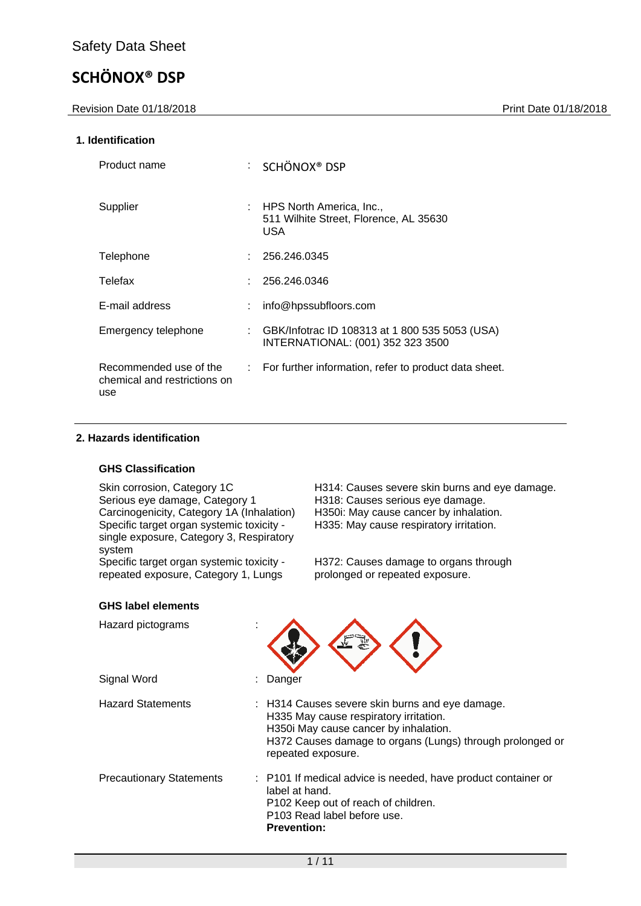Safety Data Sheet

# SCHÖNOX® DSP

Revision Date 01/18/2018 Print Date 01/18/2018

## 1. Identification

| | | |
|---|---|---|
| Product name | : | SCHÖNOX® DSP |
| Supplier | : | HPS North America, Inc.,<br>511 Wilhite Street, Florence, AL 35630<br>USA |
| Telephone | : | 256.246.0345 |
| Telefax | : | 256.246.0346 |
| E-mail address | : | info@hpssubfloors.com |
| Emergency telephone | : | GBK/Infotrac ID 108313 at 1 800 535 5053 (USA)<br>INTERNATIONAL: (001) 352 323 3500 |
| Recommended use of the chemical and restrictions on use | : | For further information, refer to product data sheet. |

## 2. Hazards identification

### GHS Classification

| | |
|---|---|
| Skin corrosion, Category 1C | H314: Causes severe skin burns and eye damage. |
| Serious eye damage, Category 1 | H318: Causes serious eye damage. |
| Carcinogenicity, Category 1A (Inhalation) | H350i: May cause cancer by inhalation. |
| Specific target organ systemic toxicity - single exposure, Category 3, Respiratory system | H335: May cause respiratory irritation. |
| Specific target organ systemic toxicity - repeated exposure, Category 1, Lungs | H372: Causes damage to organs through prolonged or repeated exposure. |

### GHS label elements

Hazard pictograms :

Signal Word : Danger

Hazard Statements :
H314 Causes severe skin burns and eye damage.
H335 May cause respiratory irritation.
H350i May cause cancer by inhalation.
H372 Causes damage to organs (Lungs) through prolonged or repeated exposure.

Precautionary Statements :
P101 If medical advice is needed, have product container or label at hand.
P102 Keep out of reach of children.
P103 Read label before use.
**Prevention:**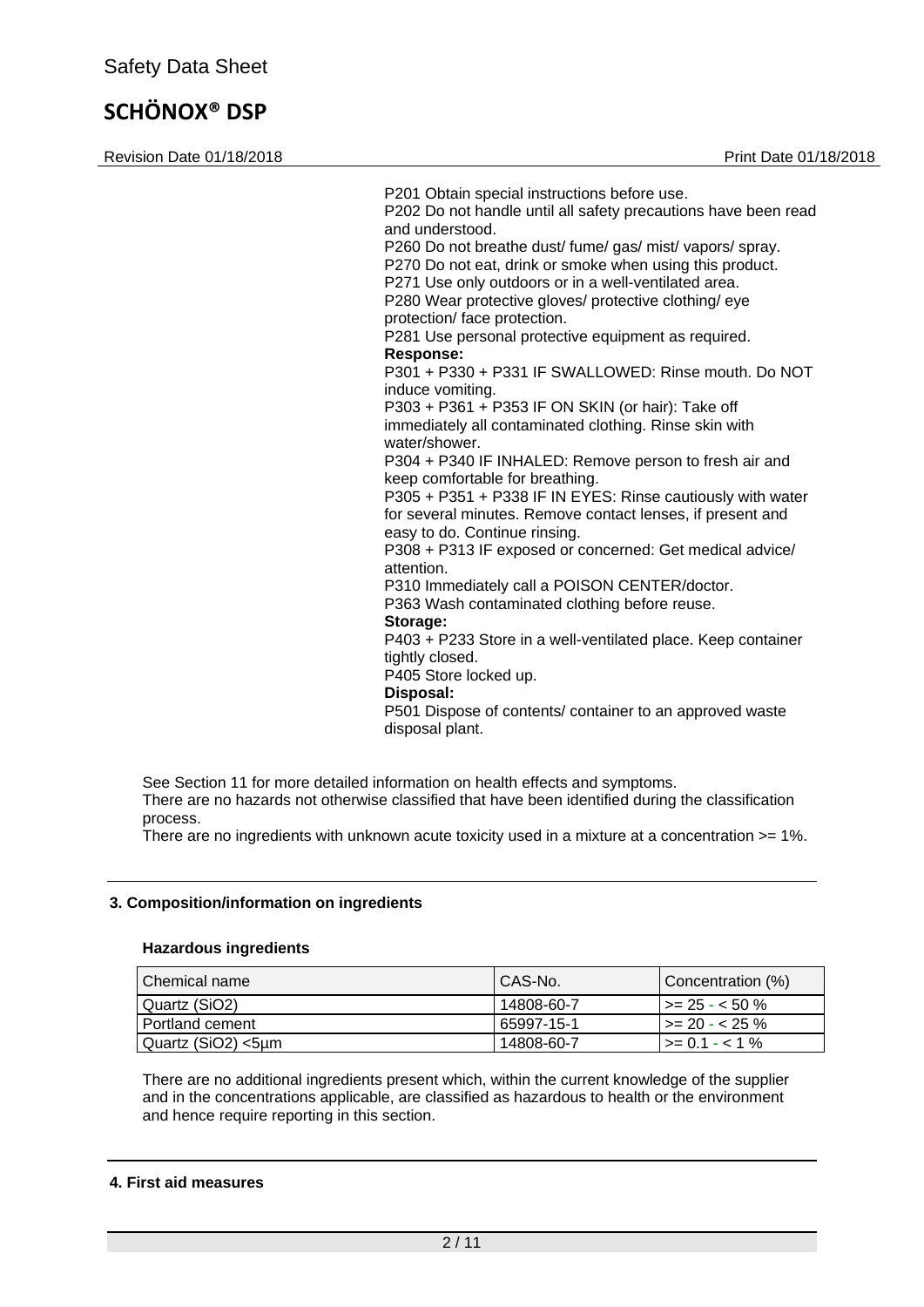P201 Obtain special instructions before use.
P202 Do not handle until all safety precautions have been read and understood.
P260 Do not breathe dust/ fume/ gas/ mist/ vapors/ spray.
P270 Do not eat, drink or smoke when using this product.
P271 Use only outdoors or in a well-ventilated area.
P280 Wear protective gloves/ protective clothing/ eye protection/ face protection.
P281 Use personal protective equipment as required.

**Response:**

P301 + P330 + P331 IF SWALLOWED: Rinse mouth. Do NOT induce vomiting.
P303 + P361 + P353 IF ON SKIN (or hair): Take off immediately all contaminated clothing. Rinse skin with water/shower.
P304 + P340 IF INHALED: Remove person to fresh air and keep comfortable for breathing.
P305 + P351 + P338 IF IN EYES: Rinse cautiously with water for several minutes. Remove contact lenses, if present and easy to do. Continue rinsing.
P308 + P313 IF exposed or concerned: Get medical advice/ attention.
P310 Immediately call a POISON CENTER/doctor.
P363 Wash contaminated clothing before reuse.

**Storage:**

P403 + P233 Store in a well-ventilated place. Keep container tightly closed.
P405 Store locked up.

**Disposal:**

P501 Dispose of contents/ container to an approved waste disposal plant.

See Section 11 for more detailed information on health effects and symptoms.
There are no hazards not otherwise classified that have been identified during the classification process.
There are no ingredients with unknown acute toxicity used in a mixture at a concentration >= 1%.

## 3. Composition/information on ingredients

**Hazardous ingredients**

| Chemical name | CAS-No. | Concentration (%) |
|---|---|---|
| Quartz ($SiO_2$) | 14808-60-7 | >= 25 - < 50 % |
| Portland cement | 65997-15-1 | >= 20 - < 25 % |
| Quartz ($SiO_2$) <5µm | 14808-60-7 | >= 0.1 - < 1 % |

There are no additional ingredients present which, within the current knowledge of the supplier and in the concentrations applicable, are classified as hazardous to health or the environment and hence require reporting in this section.

## 4. First aid measures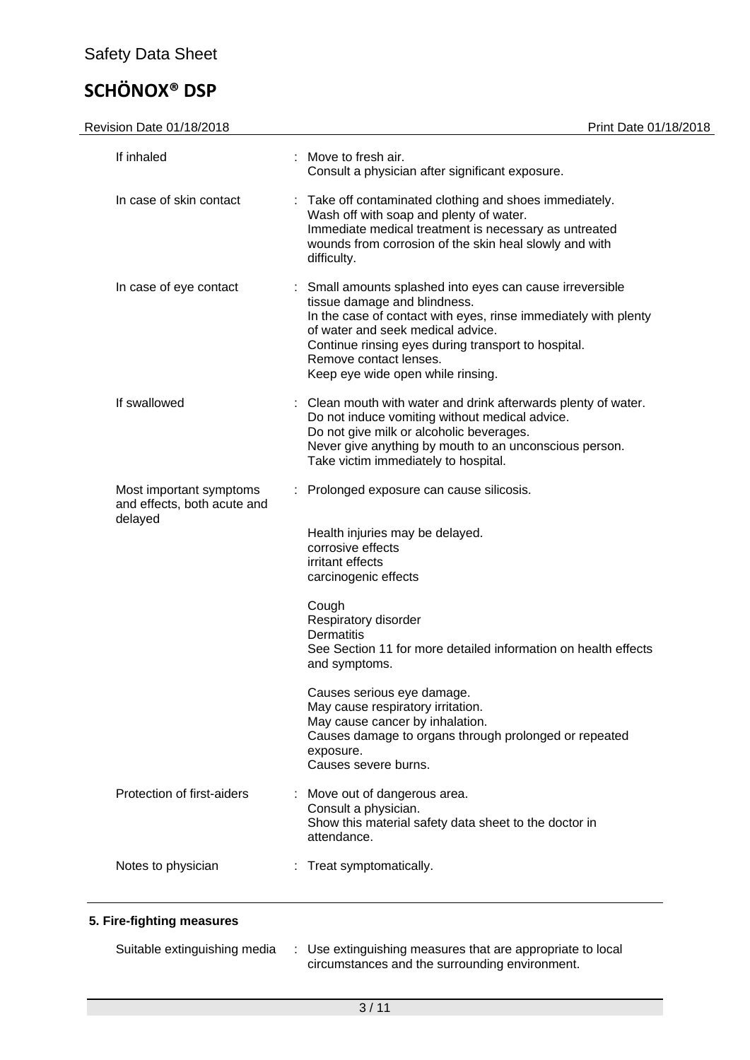| | | |
|---|---|---|
| If inhaled | : | Move to fresh air.<br>Consult a physician after significant exposure. |
| In case of skin contact | : | Take off contaminated clothing and shoes immediately.<br>Wash off with soap and plenty of water.<br>Immediate medical treatment is necessary as untreated wounds from corrosion of the skin heal slowly and with difficulty. |
| In case of eye contact | : | Small amounts splashed into eyes can cause irreversible tissue damage and blindness.<br>In the case of contact with eyes, rinse immediately with plenty of water and seek medical advice.<br>Continue rinsing eyes during transport to hospital.<br>Remove contact lenses.<br>Keep eye wide open while rinsing. |
| If swallowed | : | Clean mouth with water and drink afterwards plenty of water.<br>Do not induce vomiting without medical advice.<br>Do not give milk or alcoholic beverages.<br>Never give anything by mouth to an unconscious person.<br>Take victim immediately to hospital. |
| Most important symptoms and effects, both acute and delayed | : | Prolonged exposure can cause silicosis.<br><br>Health injuries may be delayed.<br>corrosive effects<br>irritant effects<br>carcinogenic effects<br><br>Cough<br>Respiratory disorder<br>Dermatitis<br>See Section 11 for more detailed information on health effects and symptoms.<br><br>Causes serious eye damage.<br>May cause respiratory irritation.<br>May cause cancer by inhalation.<br>Causes damage to organs through prolonged or repeated exposure.<br>Causes severe burns. |
| Protection of first-aiders | : | Move out of dangerous area.<br>Consult a physician.<br>Show this material safety data sheet to the doctor in attendance. |
| Notes to physician | : | Treat symptomatically. |

## 5. Fire-fighting measures

| | | |
|---|---|---|
| Suitable extinguishing media | : | Use extinguishing measures that are appropriate to local circumstances and the surrounding environment. |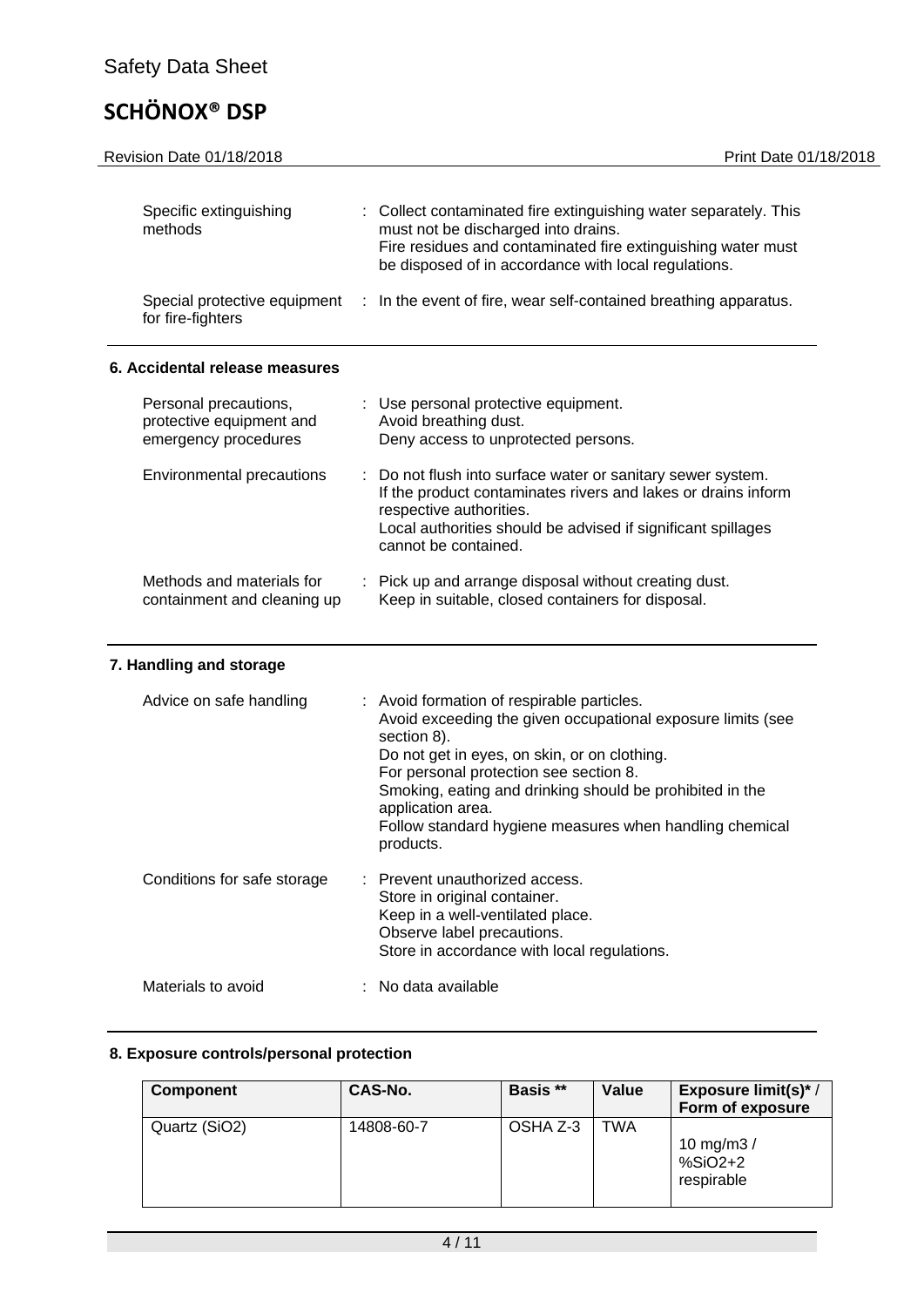| | | |
|---|---|---|
| Specific extinguishing methods | : | Collect contaminated fire extinguishing water separately. This must not be discharged into drains.<br>Fire residues and contaminated fire extinguishing water must be disposed of in accordance with local regulations. |
| Special protective equipment for fire-fighters | : | In the event of fire, wear self-contained breathing apparatus. |

## 6. Accidental release measures

| | | |
|---|---|---|
| Personal precautions, protective equipment and emergency procedures | : | Use personal protective equipment.<br>Avoid breathing dust.<br>Deny access to unprotected persons. |
| Environmental precautions | : | Do not flush into surface water or sanitary sewer system.<br>If the product contaminates rivers and lakes or drains inform respective authorities.<br>Local authorities should be advised if significant spillages cannot be contained. |
| Methods and materials for containment and cleaning up | : | Pick up and arrange disposal without creating dust.<br>Keep in suitable, closed containers for disposal. |

## 7. Handling and storage

| | | |
|---|---|---|
| Advice on safe handling | : | Avoid formation of respirable particles.<br>Avoid exceeding the given occupational exposure limits (see section 8).<br>Do not get in eyes, on skin, or on clothing.<br>For personal protection see section 8.<br>Smoking, eating and drinking should be prohibited in the application area.<br>Follow standard hygiene measures when handling chemical products. |
| Conditions for safe storage | : | Prevent unauthorized access.<br>Store in original container.<br>Keep in a well-ventilated place.<br>Observe label precautions.<br>Store in accordance with local regulations. |
| Materials to avoid | : | No data available |

## 8. Exposure controls/personal protection

| Component | CAS-No. | Basis ** | Value | Exposure limit(s)* / Form of exposure |
|---|---|---|---|---|
| Quartz ($SiO_2$) | 14808-60-7 | OSHA Z-3 | TWA | 10 mg/m3 / %$SiO_2$+2 respirable |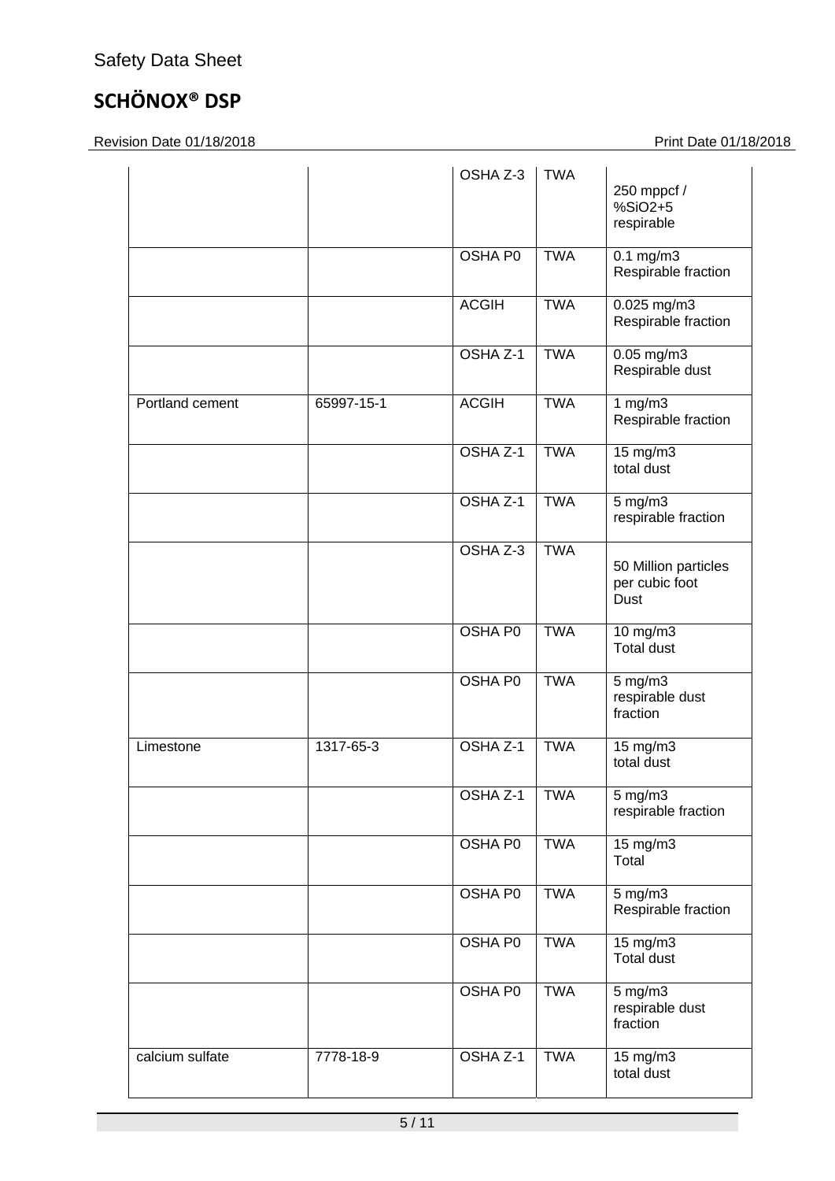| | | | | |
|---|---|---|---|---|
| | | OSHA Z-3 | TWA | 250 mppcf / %SiO2+5 respirable |
| | | OSHA P0 | TWA | 0.1 mg/m3 Respirable fraction |
| | | ACGIH | TWA | 0.025 mg/m3 Respirable fraction |
| | | OSHA Z-1 | TWA | 0.05 mg/m3 Respirable dust |
| Portland cement | 65997-15-1 | ACGIH | TWA | 1 mg/m3 Respirable fraction |
| | | OSHA Z-1 | TWA | 15 mg/m3 total dust |
| | | OSHA Z-1 | TWA | 5 mg/m3 respirable fraction |
| | | OSHA Z-3 | TWA | 50 Million particles per cubic foot Dust |
| | | OSHA P0 | TWA | 10 mg/m3 Total dust |
| | | OSHA P0 | TWA | 5 mg/m3 respirable dust fraction |
| Limestone | 1317-65-3 | OSHA Z-1 | TWA | 15 mg/m3 total dust |
| | | OSHA Z-1 | TWA | 5 mg/m3 respirable fraction |
| | | OSHA P0 | TWA | 15 mg/m3 Total |
| | | OSHA P0 | TWA | 5 mg/m3 Respirable fraction |
| | | OSHA P0 | TWA | 15 mg/m3 Total dust |
| | | OSHA P0 | TWA | 5 mg/m3 respirable dust fraction |
| calcium sulfate | 7778-18-9 | OSHA Z-1 | TWA | 15 mg/m3 total dust |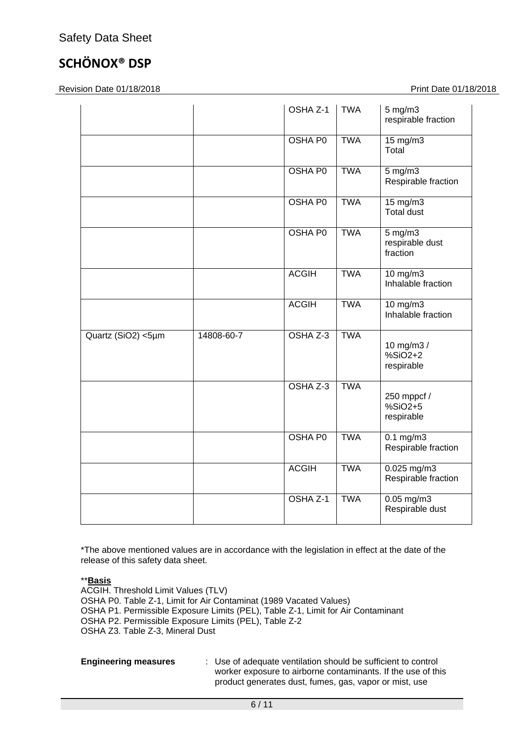| | | | | |
|---|---|---|---|---|
| | | OSHA Z-1 | TWA | 5 mg/m3<br>respirable fraction |
| | | OSHA P0 | TWA | 15 mg/m3<br>Total |
| | | OSHA P0 | TWA | 5 mg/m3<br>Respirable fraction |
| | | OSHA P0 | TWA | 15 mg/m3<br>Total dust |
| | | OSHA P0 | TWA | 5 mg/m3<br>respirable dust fraction |
| | | ACGIH | TWA | 10 mg/m3<br>Inhalable fraction |
| | | ACGIH | TWA | 10 mg/m3<br>Inhalable fraction |
| Quartz (SiO2) <5µm | 14808-60-7 | OSHA Z-3 | TWA | 10 mg/m3 / %SiO2+2<br>respirable |
| | | OSHA Z-3 | TWA | 250 mppcf / %SiO2+5<br>respirable |
| | | OSHA P0 | TWA | 0.1 mg/m3<br>Respirable fraction |
| | | ACGIH | TWA | 0.025 mg/m3<br>Respirable fraction |
| | | OSHA Z-1 | TWA | 0.05 mg/m3<br>Respirable dust |

*The above mentioned values are in accordance with the legislation in effect at the date of the release of this safety data sheet.

****Basis**

ACGIH. Threshold Limit Values (TLV)
OSHA P0. Table Z-1, Limit for Air Contaminat (1989 Vacated Values)
OSHA P1. Permissible Exposure Limits (PEL), Table Z-1, Limit for Air Contaminant
OSHA P2. Permissible Exposure Limits (PEL), Table Z-2
OSHA Z3. Table Z-3, Mineral Dust

**Engineering measures** : Use of adequate ventilation should be sufficient to control worker exposure to airborne contaminants. If the use of this product generates dust, fumes, gas, vapor or mist, use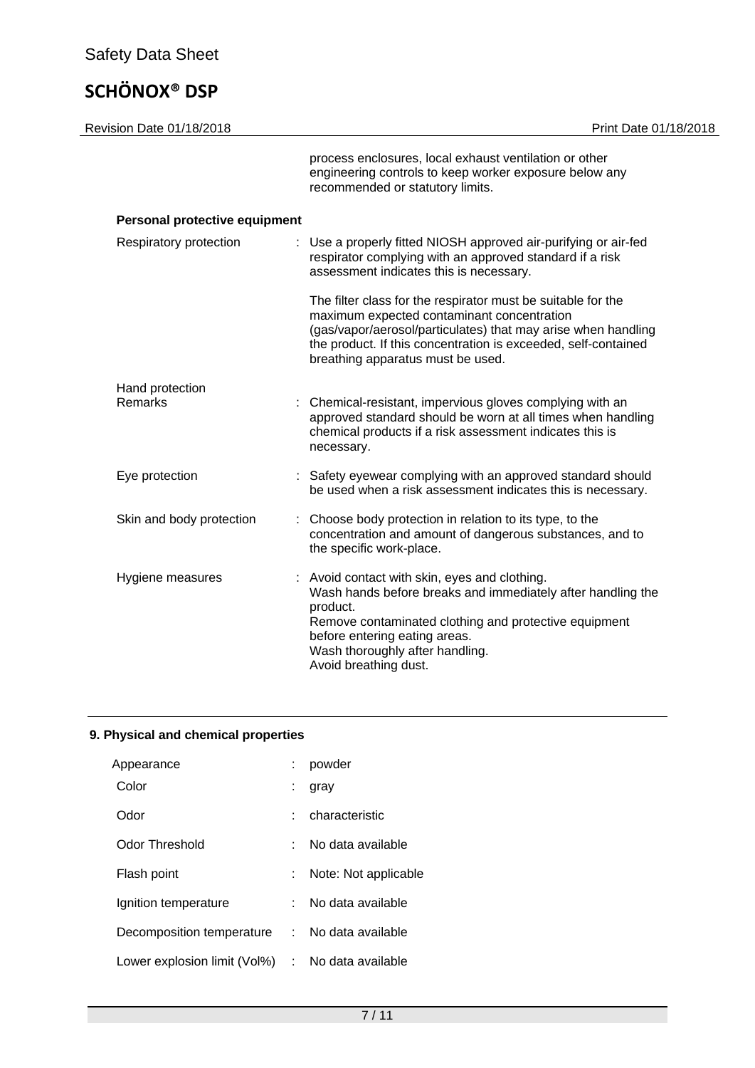process enclosures, local exhaust ventilation or other engineering controls to keep worker exposure below any recommended or statutory limits.

**Personal protective equipment**

| | | |
|---|---|---|
| Respiratory protection | : | Use a properly fitted NIOSH approved air-purifying or air-fed respirator complying with an approved standard if a risk assessment indicates this is necessary.<br><br>The filter class for the respirator must be suitable for the maximum expected contaminant concentration (gas/vapor/aerosol/particulates) that may arise when handling the product. If this concentration is exceeded, self-contained breathing apparatus must be used. |
| Hand protection<br>Remarks | : | Chemical-resistant, impervious gloves complying with an approved standard should be worn at all times when handling chemical products if a risk assessment indicates this is necessary. |
| Eye protection | : | Safety eyewear complying with an approved standard should be used when a risk assessment indicates this is necessary. |
| Skin and body protection | : | Choose body protection in relation to its type, to the concentration and amount of dangerous substances, and to the specific work-place. |
| Hygiene measures | : | Avoid contact with skin, eyes and clothing.<br>Wash hands before breaks and immediately after handling the product.<br>Remove contaminated clothing and protective equipment before entering eating areas.<br>Wash thoroughly after handling.<br>Avoid breathing dust. |

## 9. Physical and chemical properties

| | | |
|---|---|---|
| Appearance | : | powder |
| Color | : | gray |
| Odor | : | characteristic |
| Odor Threshold | : | No data available |
| Flash point | : | Note: Not applicable |
| Ignition temperature | : | No data available |
| Decomposition temperature | : | No data available |
| Lower explosion limit (Vol%) | : | No data available |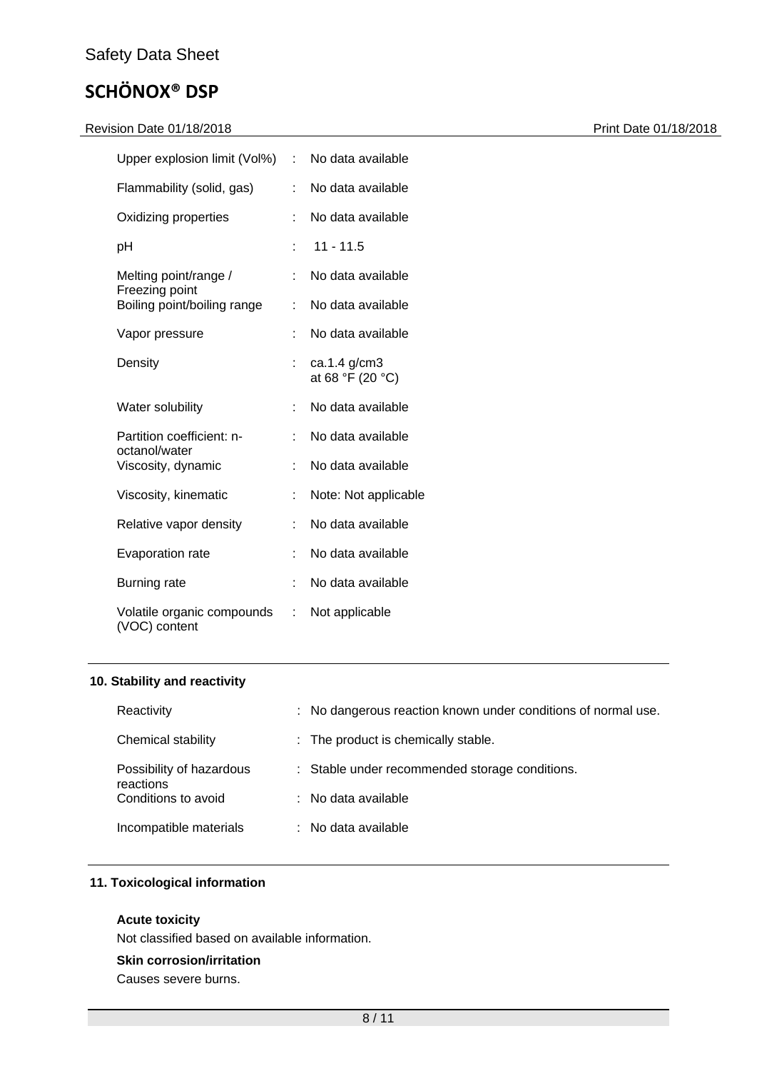| | | |
|---|---|---|
| Upper explosion limit (Vol%) | : | No data available |
| Flammability (solid, gas) | : | No data available |
| Oxidizing properties | : | No data available |
| pH | : | 11 - 11.5 |
| Melting point/range / Freezing point | : | No data available |
| Boiling point/boiling range | : | No data available |
| Vapor pressure | : | No data available |
| Density | : | ca.1.4 g/cm3 at 68 °F (20 °C) |
| Water solubility | : | No data available |
| Partition coefficient: n-octanol/water | : | No data available |
| Viscosity, dynamic | : | No data available |
| Viscosity, kinematic | : | Note: Not applicable |
| Relative vapor density | : | No data available |
| Evaporation rate | : | No data available |
| Burning rate | : | No data available |
| Volatile organic compounds (VOC) content | : | Not applicable |

## 10. Stability and reactivity

| | | |
|---|---|---|
| Reactivity | : | No dangerous reaction known under conditions of normal use. |
| Chemical stability | : | The product is chemically stable. |
| Possibility of hazardous reactions | : | Stable under recommended storage conditions. |
| Conditions to avoid | : | No data available |
| Incompatible materials | : | No data available |

## 11. Toxicological information

**Acute toxicity**

Not classified based on available information.

**Skin corrosion/irritation**

Causes severe burns.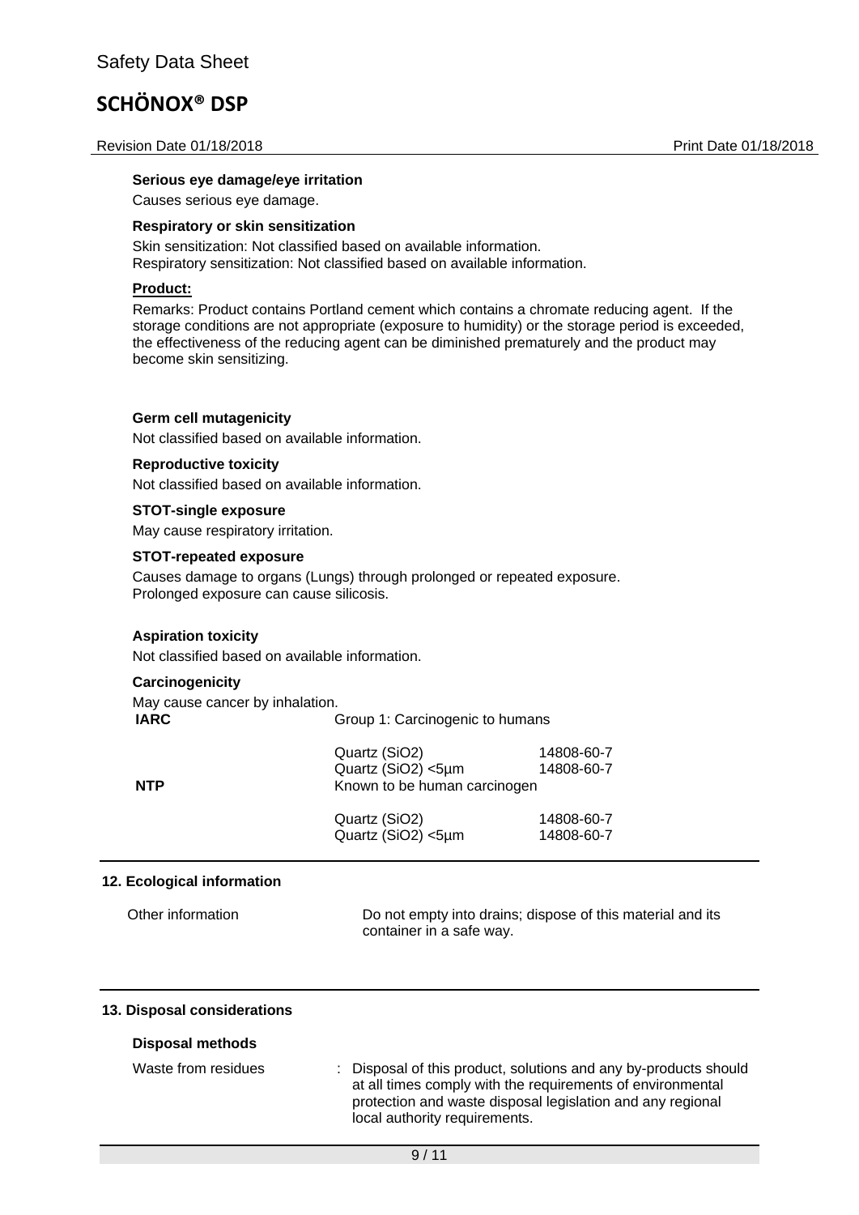#### Serious eye damage/eye irritation

Causes serious eye damage.

#### Respiratory or skin sensitization

Skin sensitization: Not classified based on available information.
Respiratory sensitization: Not classified based on available information.

**Product:**

Remarks: Product contains Portland cement which contains a chromate reducing agent. If the storage conditions are not appropriate (exposure to humidity) or the storage period is exceeded, the effectiveness of the reducing agent can be diminished prematurely and the product may become skin sensitizing.

#### Germ cell mutagenicity

Not classified based on available information.

#### Reproductive toxicity

Not classified based on available information.

#### STOT-single exposure

May cause respiratory irritation.

#### STOT-repeated exposure

Causes damage to organs (Lungs) through prolonged or repeated exposure.
Prolonged exposure can cause silicosis.

#### Aspiration toxicity

Not classified based on available information.

#### Carcinogenicity

May cause cancer by inhalation.

| | | |
|---|---|---|
| **IARC** | Group 1: Carcinogenic to humans | |
| | Quartz ($SiO_2$) | 14808-60-7 |
| | Quartz ($SiO_2$) <5µm | 14808-60-7 |
| **NTP** | Known to be human carcinogen | |
| | Quartz ($SiO_2$) | 14808-60-7 |
| | Quartz ($SiO_2$) <5µm | 14808-60-7 |

## 12. Ecological information

Other information : Do not empty into drains; dispose of this material and its container in a safe way.

## 13. Disposal considerations

#### Disposal methods

Waste from residues : Disposal of this product, solutions and any by-products should at all times comply with the requirements of environmental protection and waste disposal legislation and any regional local authority requirements.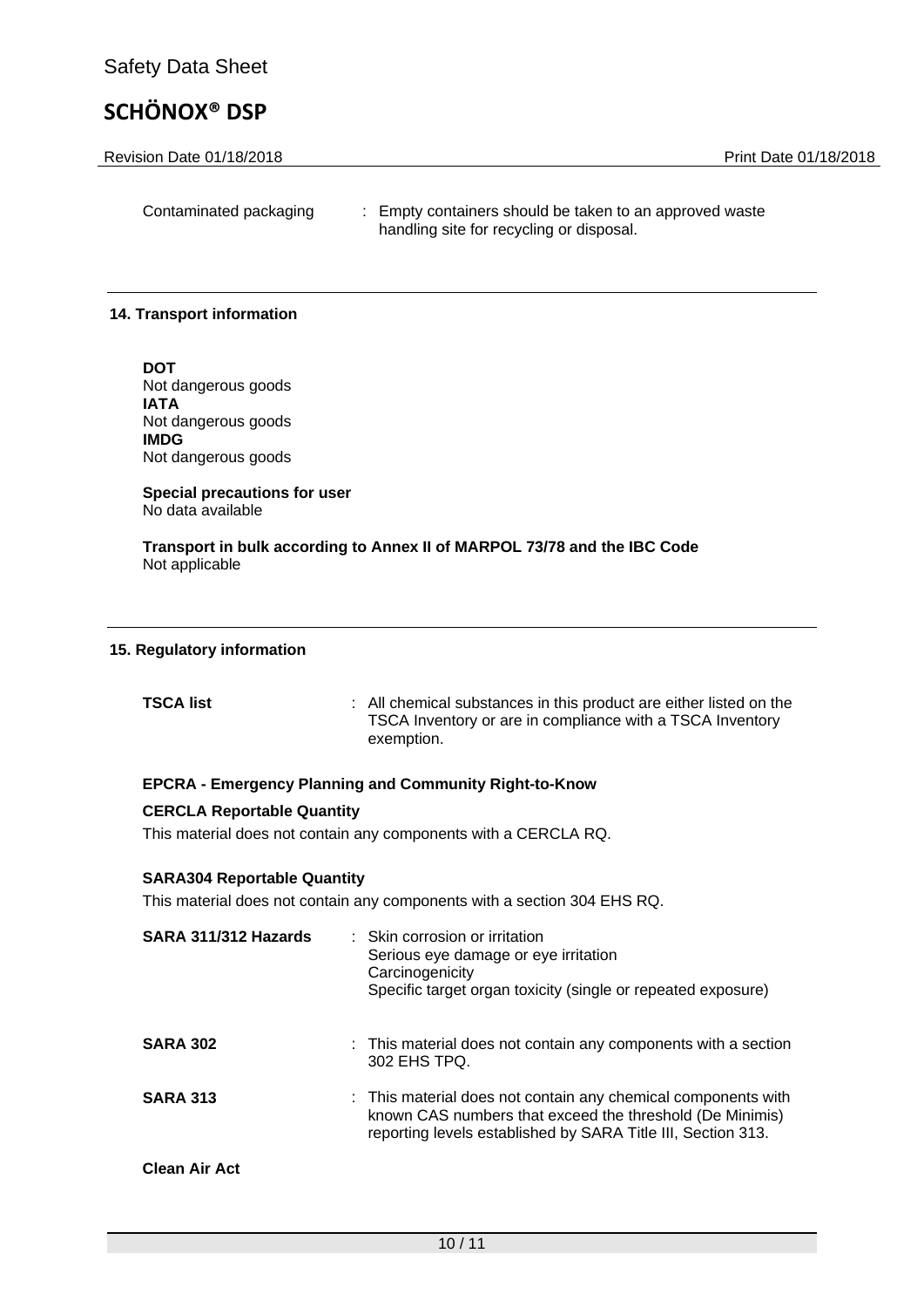Contaminated packaging : Empty containers should be taken to an approved waste handling site for recycling or disposal.

## 14. Transport information

**DOT**
Not dangerous goods
**IATA**
Not dangerous goods
**IMDG**
Not dangerous goods

**Special precautions for user**
No data available

**Transport in bulk according to Annex II of MARPOL 73/78 and the IBC Code**
Not applicable

## 15. Regulatory information

**TSCA list** : All chemical substances in this product are either listed on the TSCA Inventory or are in compliance with a TSCA Inventory exemption.

**EPCRA - Emergency Planning and Community Right-to-Know**

**CERCLA Reportable Quantity**

This material does not contain any components with a CERCLA RQ.

**SARA304 Reportable Quantity**

This material does not contain any components with a section 304 EHS RQ.

**SARA 311/312 Hazards** : Skin corrosion or irritation
Serious eye damage or eye irritation
Carcinogenicity
Specific target organ toxicity (single or repeated exposure)

**SARA 302** : This material does not contain any components with a section 302 EHS TPQ.

**SARA 313** : This material does not contain any chemical components with known CAS numbers that exceed the threshold (De Minimis) reporting levels established by SARA Title III, Section 313.

**Clean Air Act**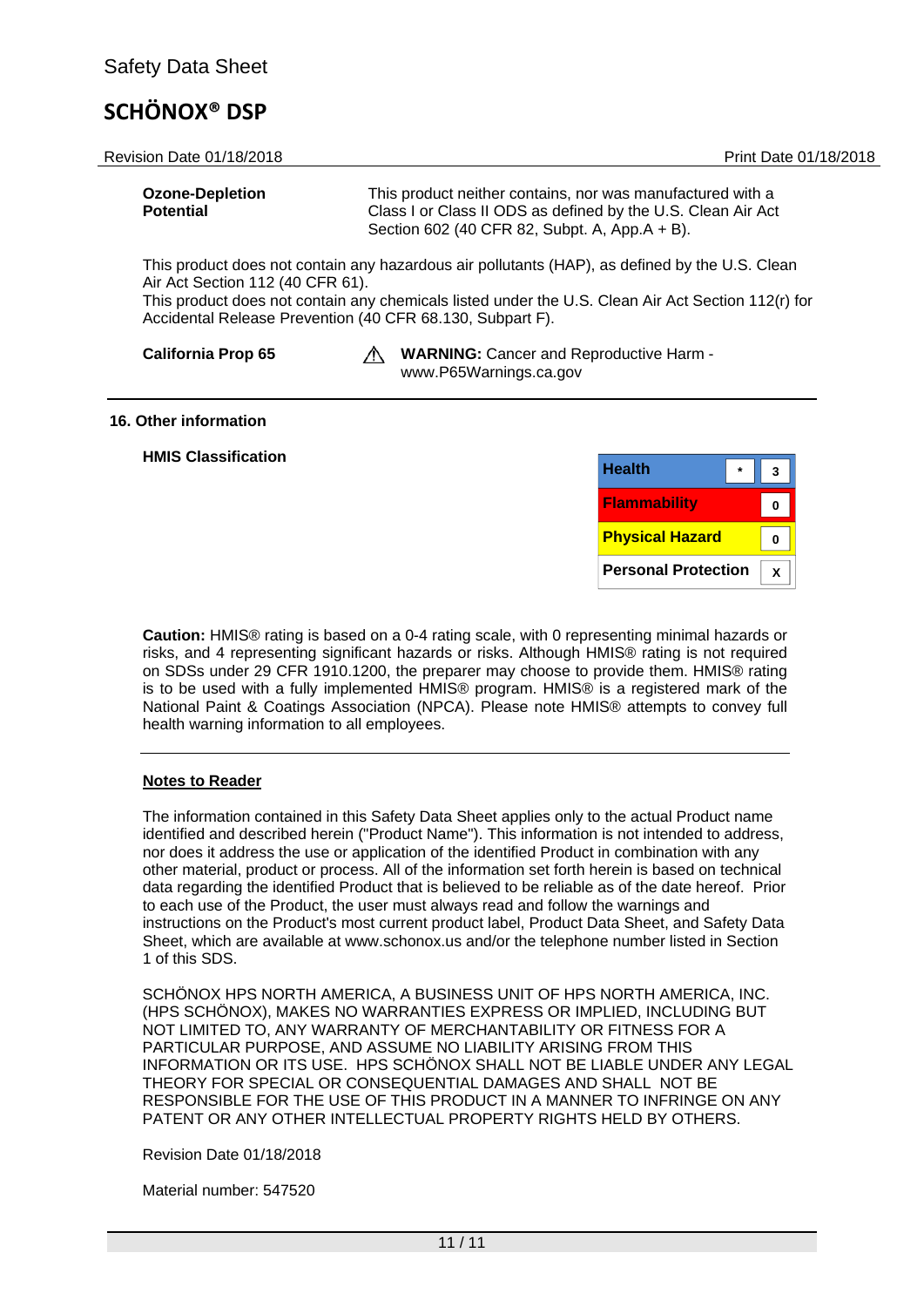| | |
|---|---|
| **Ozone-Depletion Potential** | This product neither contains, nor was manufactured with a Class I or Class II ODS as defined by the U.S. Clean Air Act Section 602 (40 CFR 82, Subpt. A, App.A + B). |

This product does not contain any hazardous air pollutants (HAP), as defined by the U.S. Clean Air Act Section 112 (40 CFR 61).
This product does not contain any chemicals listed under the U.S. Clean Air Act Section 112(r) for Accidental Release Prevention (40 CFR 68.130, Subpart F).

| | |
|---|---|
| **California Prop 65** | ⚠ **WARNING:** Cancer and Reproductive Harm - www.P65Warnings.ca.gov |

## 16. Other information

**HMIS Classification**

| | | |
|---|---|---|
| **Health** | * | 3 |
| **Flammability** | | 0 |
| **Physical Hazard** | | 0 |
| **Personal Protection** | | X |

**Caution:** HMIS® rating is based on a 0-4 rating scale, with 0 representing minimal hazards or risks, and 4 representing significant hazards or risks. Although HMIS® rating is not required on SDSs under 29 CFR 1910.1200, the preparer may choose to provide them. HMIS® rating is to be used with a fully implemented HMIS® program. HMIS® is a registered mark of the National Paint & Coatings Association (NPCA). Please note HMIS® attempts to convey full health warning information to all employees.

**Notes to Reader**

The information contained in this Safety Data Sheet applies only to the actual Product name identified and described herein ("Product Name"). This information is not intended to address, nor does it address the use or application of the identified Product in combination with any other material, product or process. All of the information set forth herein is based on technical data regarding the identified Product that is believed to be reliable as of the date hereof. Prior to each use of the Product, the user must always read and follow the warnings and instructions on the Product's most current product label, Product Data Sheet, and Safety Data Sheet, which are available at www.schonox.us and/or the telephone number listed in Section 1 of this SDS.

SCHÖNOX HPS NORTH AMERICA, A BUSINESS UNIT OF HPS NORTH AMERICA, INC. (HPS SCHÖNOX), MAKES NO WARRANTIES EXPRESS OR IMPLIED, INCLUDING BUT NOT LIMITED TO, ANY WARRANTY OF MERCHANTABILITY OR FITNESS FOR A PARTICULAR PURPOSE, AND ASSUME NO LIABILITY ARISING FROM THIS INFORMATION OR ITS USE. HPS SCHÖNOX SHALL NOT BE LIABLE UNDER ANY LEGAL THEORY FOR SPECIAL OR CONSEQUENTIAL DAMAGES AND SHALL NOT BE RESPONSIBLE FOR THE USE OF THIS PRODUCT IN A MANNER TO INFRINGE ON ANY PATENT OR ANY OTHER INTELLECTUAL PROPERTY RIGHTS HELD BY OTHERS.

Revision Date 01/18/2018

Material number: 547520